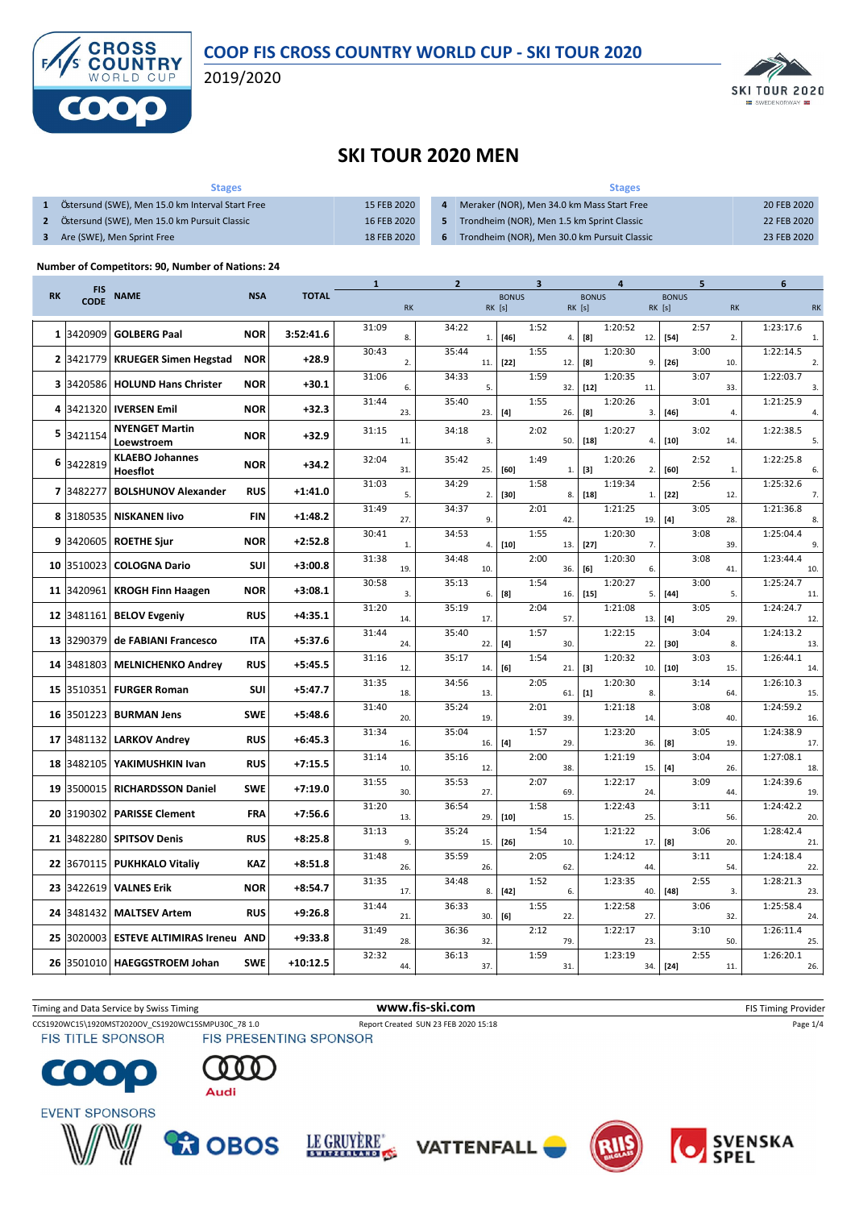# COOP FIS CROSS COUNTRY WORLD CUP - SKI TOUR 2020

2019/2020

## SKI TOUR 2020 MEN

| | Stages | | | Stages | |
|---|---|---|---|---|---|
| 1 | Östersund (SWE), Men 15.0 km Interval Start Free | 15 FEB 2020 | 4 | Meraker (NOR), Men 34.0 km Mass Start Free | 20 FEB 2020 |
| 2 | Östersund (SWE), Men 15.0 km Pursuit Classic | 16 FEB 2020 | 5 | Trondheim (NOR), Men 1.5 km Sprint Classic | 22 FEB 2020 |
| 3 | Are (SWE), Men Sprint Free | 18 FEB 2020 | 6 | Trondheim (NOR), Men 30.0 km Pursuit Classic | 23 FEB 2020 |

**Number of Competitors: 90, Number of Nations: 24**

| RK | FIS CODE | NAME | NSA | TOTAL | 1 | 1 RK | 2 | 2 RK | 2 BONUS [s] | 3 | 3 RK | 3 BONUS [s] | 4 | 4 RK | 4 BONUS [s] | 5 | 5 RK | 6 | 6 RK |
|---|---|---|---|---|---|---|---|---|---|---|---|---|---|---|---|---|---|---|---|
| 1 | 3420909 | GOLBERG Paal | NOR | 3:52:41.6 | 31:09 | 8. | 34:22 | 1. | [46] | 1:52 | 4. | [8] | 1:20:52 | 12. | [54] | 2:57 | 2. | 1:23:17.6 | 1. |
| 2 | 3421779 | KRUEGER Simen Hegstad | NOR | +28.9 | 30:43 | 2. | 35:44 | 11. | [22] | 1:55 | 12. | [8] | 1:20:30 | 9. | [26] | 3:00 | 10. | 1:22:14.5 | 2. |
| 3 | 3420586 | HOLUND Hans Christer | NOR | +30.1 | 31:06 | 6. | 34:33 | 5. | | 1:59 | 32. | [12] | 1:20:35 | 11. | | 3:07 | 33. | 1:22:03.7 | 3. |
| 4 | 3421320 | IVERSEN Emil | NOR | +32.3 | 31:44 | 23. | 35:40 | 23. | [4] | 1:55 | 26. | [8] | 1:20:26 | 3. | [46] | 3:01 | 4. | 1:21:25.9 | 4. |
| 5 | 3421154 | NYENGET Martin Loewstroem | NOR | +32.9 | 31:15 | 11. | 34:18 | 3. | | 2:02 | 50. | [18] | 1:20:27 | 4. | [10] | 3:02 | 14. | 1:22:38.5 | 5. |
| 6 | 3422819 | KLAEBO Johannes Hoesflot | NOR | +34.2 | 32:04 | 31. | 35:42 | 25. | [60] | 1:49 | 1. | [3] | 1:20:26 | 2. | [60] | 2:52 | 1. | 1:22:25.8 | 6. |
| 7 | 3482277 | BOLSHUNOV Alexander | RUS | +1:41.0 | 31:03 | 5. | 34:29 | 2. | [30] | 1:58 | 8. | [18] | 1:19:34 | 1. | [22] | 2:56 | 12. | 1:25:32.6 | 7. |
| 8 | 3180535 | NISKANEN Iivo | FIN | +1:48.2 | 31:49 | 27. | 34:37 | 9. | | 2:01 | 42. | | 1:21:25 | 19. | [4] | 3:05 | 28. | 1:21:36.8 | 8. |
| 9 | 3420605 | ROETHE Sjur | NOR | +2:52.8 | 30:41 | 1. | 34:53 | 4. | [10] | 1:55 | 13. | [27] | 1:20:30 | 7. | | 3:08 | 39. | 1:25:04.4 | 9. |
| 10 | 3510023 | COLOGNA Dario | SUI | +3:00.8 | 31:38 | 19. | 34:48 | 10. | | 2:00 | 36. | [6] | 1:20:30 | 6. | | 3:08 | 41. | 1:23:44.4 | 10. |
| 11 | 3420961 | KROGH Finn Haagen | NOR | +3:08.1 | 30:58 | 3. | 35:13 | 6. | [8] | 1:54 | 16. | [15] | 1:20:27 | 5. | [44] | 3:00 | 5. | 1:25:24.7 | 11. |
| 12 | 3481161 | BELOV Evgeniy | RUS | +4:35.1 | 31:20 | 14. | 35:19 | 17. | | 2:04 | 57. | | 1:21:08 | 13. | [4] | 3:05 | 29. | 1:24:24.7 | 12. |
| 13 | 3290379 | de FABIANI Francesco | ITA | +5:37.6 | 31:44 | 24. | 35:40 | 22. | [4] | 1:57 | 30. | | 1:22:15 | 22. | [30] | 3:04 | 8. | 1:24:13.2 | 13. |
| 14 | 3481803 | MELNICHENKO Andrey | RUS | +5:45.5 | 31:16 | 12. | 35:17 | 14. | [6] | 1:54 | 21. | [3] | 1:20:32 | 10. | [10] | 3:03 | 15. | 1:26:44.1 | 14. |
| 15 | 3510351 | FURGER Roman | SUI | +5:47.7 | 31:35 | 18. | 34:56 | 13. | | 2:05 | 61. | [1] | 1:20:30 | 8. | | 3:14 | 64. | 1:26:10.3 | 15. |
| 16 | 3501223 | BURMAN Jens | SWE | +5:48.6 | 31:40 | 20. | 35:24 | 19. | | 2:01 | 39. | | 1:21:18 | 14. | | 3:08 | 40. | 1:24:59.2 | 16. |
| 17 | 3481132 | LARKOV Andrey | RUS | +6:45.3 | 31:34 | 16. | 35:04 | 16. | [4] | 1:57 | 29. | | 1:23:20 | 36. | [8] | 3:05 | 19. | 1:24:38.9 | 17. |
| 18 | 3482105 | YAKIMUSHKIN Ivan | RUS | +7:15.5 | 31:14 | 10. | 35:16 | 12. | | 2:00 | 38. | | 1:21:19 | 15. | [4] | 3:04 | 26. | 1:27:08.1 | 18. |
| 19 | 3500015 | RICHARDSSON Daniel | SWE | +7:19.0 | 31:55 | 30. | 35:53 | 27. | | 2:07 | 69. | | 1:22:17 | 24. | | 3:09 | 44. | 1:24:39.6 | 19. |
| 20 | 3190302 | PARISSE Clement | FRA | +7:56.6 | 31:20 | 13. | 36:54 | 29. | [10] | 1:58 | 15. | | 1:22:43 | 25. | | 3:11 | 56. | 1:24:42.2 | 20. |
| 21 | 3482280 | SPITSOV Denis | RUS | +8:25.8 | 31:13 | 9. | 35:24 | 15. | [26] | 1:54 | 10. | | 1:21:22 | 17. | [8] | 3:06 | 20. | 1:28:42.4 | 21. |
| 22 | 3670115 | PUKHKALO Vitaliy | KAZ | +8:51.8 | 31:48 | 26. | 35:59 | 26. | | 2:05 | 62. | | 1:24:12 | 44. | | 3:11 | 54. | 1:24:18.4 | 22. |
| 23 | 3422619 | VALNES Erik | NOR | +8:54.7 | 31:35 | 17. | 34:48 | 8. | [42] | 1:52 | 6. | | 1:23:35 | 40. | [48] | 2:55 | 3. | 1:28:21.3 | 23. |
| 24 | 3481432 | MALTSEV Artem | RUS | +9:26.8 | 31:44 | 21. | 36:33 | 30. | [6] | 1:55 | 22. | | 1:22:58 | 27. | | 3:06 | 32. | 1:25:58.4 | 24. |
| 25 | 3020003 | ESTEVE ALTIMIRAS Ireneu | AND | +9:33.8 | 31:49 | 28. | 36:36 | 32. | | 2:12 | 79. | | 1:22:17 | 23. | | 3:10 | 50. | 1:26:11.4 | 25. |
| 26 | 3501010 | HAEGGSTROEM Johan | SWE | +10:12.5 | 32:32 | 44. | 36:13 | 37. | | 1:59 | 31. | | 1:23:19 | 34. | [24] | 2:55 | 11. | 1:26:20.1 | 26. |

Timing and Data Service by Swiss Timing — www.fis-ski.com — FIS Timing Provider

CCS1920WC15\1920MST2020OV_CS1920WC15SMPU30C_78 1.0 — Report Created SUN 23 FEB 2020 15:18

FIS TITLE SPONSOR — FIS PRESENTING SPONSOR — EVENT SPONSORS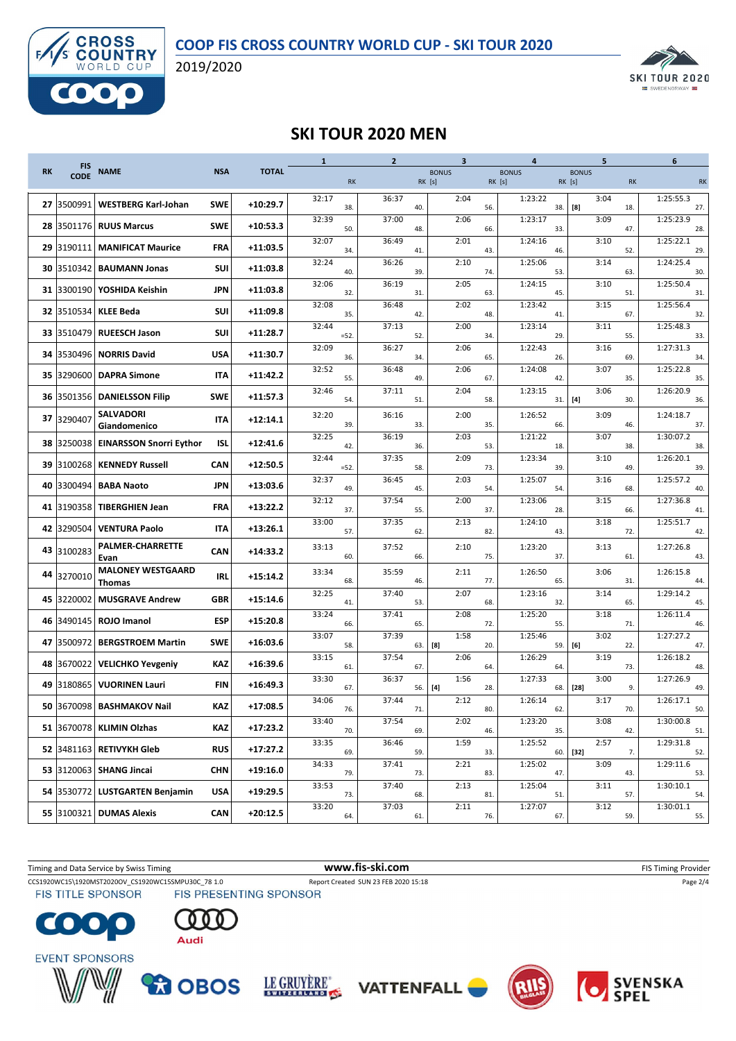# SKI TOUR 2020 MEN

| RK | FIS CODE | NAME | NSA | TOTAL | 1 | 1 RK | 2 | 2 RK | 3 BONUS [s] | 3 | 3 RK | 4 BONUS [s] | 4 | 4 RK | 5 BONUS [s] | 5 | 5 RK | 6 | 6 RK |
|---|---|---|---|---|---|---|---|---|---|---|---|---|---|---|---|---|---|---|---|
| 27 | 3500991 | WESTBERG Karl-Johan | SWE | +10:29.7 | 32:17 | 38. | 36:37 | 40. | | 2:04 | 56. | | 1:23:22 | 38. | [8] | 3:04 | 18. | 1:25:55.3 | 27. |
| 28 | 3501176 | RUUS Marcus | SWE | +10:53.3 | 32:39 | 50. | 37:00 | 48. | | 2:06 | 66. | | 1:23:17 | 33. | | 3:09 | 47. | 1:25:23.9 | 28. |
| 29 | 3190111 | MANIFICAT Maurice | FRA | +11:03.5 | 32:07 | 34. | 36:49 | 41. | | 2:01 | 43. | | 1:24:16 | 46. | | 3:10 | 52. | 1:25:22.1 | 29. |
| 30 | 3510342 | BAUMANN Jonas | SUI | +11:03.8 | 32:24 | 40. | 36:26 | 39. | | 2:10 | 74. | | 1:25:06 | 53. | | 3:14 | 63. | 1:24:25.4 | 30. |
| 31 | 3300190 | YOSHIDA Keishin | JPN | +11:03.8 | 32:06 | 32. | 36:19 | 31. | | 2:05 | 63. | | 1:24:15 | 45. | | 3:10 | 51. | 1:25:50.4 | 31. |
| 32 | 3510534 | KLEE Beda | SUI | +11:09.8 | 32:08 | 35. | 36:48 | 42. | | 2:02 | 48. | | 1:23:42 | 41. | | 3:15 | 67. | 1:25:56.4 | 32. |
| 33 | 3510479 | RUEESCH Jason | SUI | +11:28.7 | 32:44 | =52. | 37:13 | 52. | | 2:00 | 34. | | 1:23:14 | 29. | | 3:11 | 55. | 1:25:48.3 | 33. |
| 34 | 3530496 | NORRIS David | USA | +11:30.7 | 32:09 | 36. | 36:27 | 34. | | 2:06 | 65. | | 1:22:43 | 26. | | 3:16 | 69. | 1:27:31.3 | 34. |
| 35 | 3290600 | DAPRA Simone | ITA | +11:42.2 | 32:52 | 55. | 36:48 | 49. | | 2:06 | 67. | | 1:24:08 | 42. | | 3:07 | 35. | 1:25:22.8 | 35. |
| 36 | 3501356 | DANIELSSON Filip | SWE | +11:57.3 | 32:46 | 54. | 37:11 | 51. | | 2:04 | 58. | | 1:23:15 | 31. | [4] | 3:06 | 30. | 1:26:20.9 | 36. |
| 37 | 3290407 | SALVADORI Giandomenico | ITA | +12:14.1 | 32:20 | 39. | 36:16 | 33. | | 2:00 | 35. | | 1:26:52 | 66. | | 3:09 | 46. | 1:24:18.7 | 37. |
| 38 | 3250038 | EINARSSON Snorri Eythor | ISL | +12:41.6 | 32:25 | 42. | 36:19 | 36. | | 2:03 | 53. | | 1:21:22 | 18. | | 3:07 | 38. | 1:30:07.2 | 38. |
| 39 | 3100268 | KENNEDY Russell | CAN | +12:50.5 | 32:44 | =52. | 37:35 | 58. | | 2:09 | 73. | | 1:23:34 | 39. | | 3:10 | 49. | 1:26:20.1 | 39. |
| 40 | 3300494 | BABA Naoto | JPN | +13:03.6 | 32:37 | 49. | 36:45 | 45. | | 2:03 | 54. | | 1:25:07 | 54. | | 3:16 | 68. | 1:25:57.2 | 40. |
| 41 | 3190358 | TIBERGHIEN Jean | FRA | +13:22.2 | 32:12 | 37. | 37:54 | 55. | | 2:00 | 37. | | 1:23:06 | 28. | | 3:15 | 66. | 1:27:36.8 | 41. |
| 42 | 3290504 | VENTURA Paolo | ITA | +13:26.1 | 33:00 | 57. | 37:35 | 62. | | 2:13 | 82. | | 1:24:10 | 43. | | 3:18 | 72. | 1:25:51.7 | 42. |
| 43 | 3100283 | PALMER-CHARRETTE Evan | CAN | +14:33.2 | 33:13 | 60. | 37:52 | 66. | | 2:10 | 75. | | 1:23:20 | 37. | | 3:13 | 61. | 1:27:26.8 | 43. |
| 44 | 3270010 | MALONEY WESTGAARD Thomas | IRL | +15:14.2 | 33:34 | 68. | 35:59 | 46. | | 2:11 | 77. | | 1:26:50 | 65. | | 3:06 | 31. | 1:26:15.8 | 44. |
| 45 | 3220002 | MUSGRAVE Andrew | GBR | +15:14.6 | 32:25 | 41. | 37:40 | 53. | | 2:07 | 68. | | 1:23:16 | 32. | | 3:14 | 65. | 1:29:14.2 | 45. |
| 46 | 3490145 | ROJO Imanol | ESP | +15:20.8 | 33:24 | 66. | 37:41 | 65. | | 2:08 | 72. | | 1:25:20 | 55. | | 3:18 | 71. | 1:26:11.4 | 46. |
| 47 | 3500972 | BERGSTROEM Martin | SWE | +16:03.6 | 33:07 | 58. | 37:39 | 63. | [8] | 1:58 | 20. | | 1:25:46 | 59. | [6] | 3:02 | 22. | 1:27:27.2 | 47. |
| 48 | 3670022 | VELICHKO Yevgeniy | KAZ | +16:39.6 | 33:15 | 61. | 37:54 | 67. | | 2:06 | 64. | | 1:26:29 | 64. | | 3:19 | 73. | 1:26:18.2 | 48. |
| 49 | 3180865 | VUORINEN Lauri | FIN | +16:49.3 | 33:30 | 67. | 36:37 | 56. | [4] | 1:56 | 28. | | 1:27:33 | 68. | [28] | 3:00 | 9. | 1:27:26.9 | 49. |
| 50 | 3670098 | BASHMAKOV Nail | KAZ | +17:08.5 | 34:06 | 76. | 37:44 | 71. | | 2:12 | 80. | | 1:26:14 | 62. | | 3:17 | 70. | 1:26:17.1 | 50. |
| 51 | 3670078 | KLIMIN Olzhas | KAZ | +17:23.2 | 33:40 | 70. | 37:54 | 69. | | 2:02 | 46. | | 1:23:20 | 35. | | 3:08 | 42. | 1:30:00.8 | 51. |
| 52 | 3481163 | RETIVYKH Gleb | RUS | +17:27.2 | 33:35 | 69. | 36:46 | 59. | | 1:59 | 33. | | 1:25:52 | 60. | [32] | 2:57 | 7. | 1:29:31.8 | 52. |
| 53 | 3120063 | SHANG Jincai | CHN | +19:16.0 | 34:33 | 79. | 37:41 | 73. | | 2:21 | 83. | | 1:25:02 | 47. | | 3:09 | 43. | 1:29:11.6 | 53. |
| 54 | 3530772 | LUSTGARTEN Benjamin | USA | +19:29.5 | 33:53 | 73. | 37:40 | 68. | | 2:13 | 81. | | 1:25:04 | 51. | | 3:11 | 57. | 1:30:10.1 | 54. |
| 55 | 3100321 | DUMAS Alexis | CAN | +20:12.5 | 33:20 | 64. | 37:03 | 61. | | 2:11 | 76. | | 1:27:07 | 67. | | 3:12 | 59. | 1:30:01.1 | 55. |

Timing and Data Service by Swiss Timing — www.fis-ski.com — FIS Timing Provider

CCS1920WC15\1920MST2020OV_CS1920WC15SMPU30C_78 1.0 — Report Created SUN 23 FEB 2020 15:18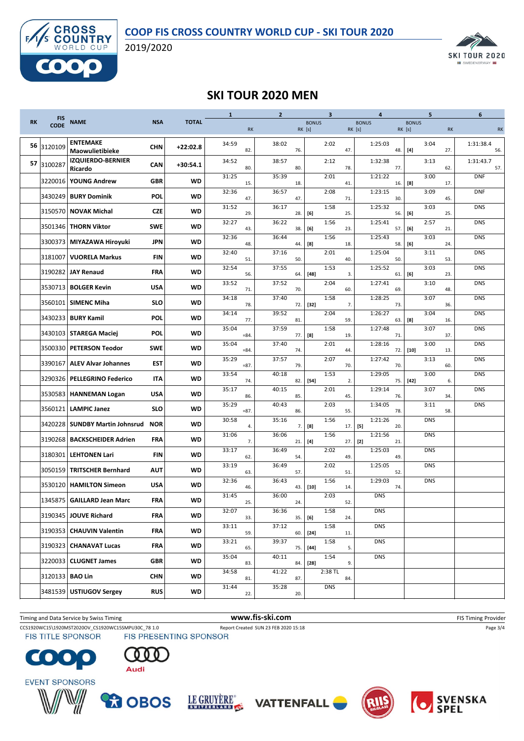# SKI TOUR 2020 MEN

| RK | FIS CODE | NAME | NSA | TOTAL | 1 | RK | 2 | RK | 3 BONUS [s] | 3 | RK | 4 BONUS [s] | 4 | RK | 5 BONUS [s] | 5 | RK | 6 | RK |
|---|---|---|---|---|---|---|---|---|---|---|---|---|---|---|---|---|---|---|---|
| 56 | 3120109 | ENTEMAKE Maowulietibieke | CHN | +22:02.8 | 34:59 | 82. | 38:02 | 76. | | 2:02 | 47. | | 1:25:03 | 48. | [4] | 3:04 | 27. | 1:31:38.4 | 56. |
| 57 | 3100287 | IZQUIERDO-BERNIER Ricardo | CAN | +30:54.1 | 34:52 | 80. | 38:57 | 80. | | 2:12 | 78. | | 1:32:38 | 77. | | 3:13 | 62. | 1:31:43.7 | 57. |
| | 3220016 | YOUNG Andrew | GBR | WD | 31:25 | 15. | 35:39 | 18. | | 2:01 | 41. | | 1:21:22 | 16. | [8] | 3:00 | 17. | DNF | |
| | 3430249 | BURY Dominik | POL | WD | 32:36 | 47. | 36:57 | 47. | | 2:08 | 71. | | 1:23:15 | 30. | | 3:09 | 45. | DNF | |
| | 3150570 | NOVAK Michal | CZE | WD | 31:52 | 29. | 36:17 | 28. | [6] | 1:58 | 25. | | 1:25:32 | 56. | [6] | 3:03 | 25. | DNS | |
| | 3501346 | THORN Viktor | SWE | WD | 32:27 | 43. | 36:22 | 38. | [6] | 1:56 | 23. | | 1:25:41 | 57. | [6] | 2:57 | 21. | DNS | |
| | 3300373 | MIYAZAWA Hiroyuki | JPN | WD | 32:36 | 48. | 36:44 | 44. | [8] | 1:56 | 18. | | 1:25:43 | 58. | [6] | 3:03 | 24. | DNS | |
| | 3181007 | VUORELA Markus | FIN | WD | 32:40 | 51. | 37:16 | 50. | | 2:01 | 40. | | 1:25:04 | 50. | | 3:11 | 53. | DNS | |
| | 3190282 | JAY Renaud | FRA | WD | 32:54 | 56. | 37:55 | 64. | [48] | 1:53 | 3. | | 1:25:52 | 61. | [6] | 3:03 | 23. | DNS | |
| | 3530713 | BOLGER Kevin | USA | WD | 33:52 | 71. | 37:52 | 70. | | 2:04 | 60. | | 1:27:41 | 69. | | 3:10 | 48. | DNS | |
| | 3560101 | SIMENC Miha | SLO | WD | 34:18 | 78. | 37:40 | 72. | [32] | 1:58 | 7. | | 1:28:25 | 73. | | 3:07 | 36. | DNS | |
| | 3430233 | BURY Kamil | POL | WD | 34:14 | 77. | 39:52 | 81. | | 2:04 | 59. | | 1:26:27 | 63. | [8] | 3:04 | 16. | DNS | |
| | 3430103 | STAREGA Maciej | POL | WD | 35:04 | =84. | 37:59 | 77. | [8] | 1:58 | 19. | | 1:27:48 | 71. | | 3:07 | 37. | DNS | |
| | 3500330 | PETERSON Teodor | SWE | WD | 35:04 | =84. | 37:40 | 74. | | 2:01 | 44. | | 1:28:16 | 72. | [10] | 3:00 | 13. | DNS | |
| | 3390167 | ALEV Alvar Johannes | EST | WD | 35:29 | =87. | 37:57 | 79. | | 2:07 | 70. | | 1:27:42 | 70. | | 3:13 | 60. | DNS | |
| | 3290326 | PELLEGRINO Federico | ITA | WD | 33:54 | 74. | 40:18 | 82. | [54] | 1:53 | 2. | | 1:29:05 | 75. | [42] | 3:00 | 6. | DNS | |
| | 3530583 | HANNEMAN Logan | USA | WD | 35:17 | 86. | 40:15 | 85. | | 2:01 | 45. | | 1:29:14 | 76. | | 3:07 | 34. | DNS | |
| | 3560121 | LAMPIC Janez | SLO | WD | 35:29 | =87. | 40:43 | 86. | | 2:03 | 55. | | 1:34:05 | 78. | | 3:11 | 58. | DNS | |
| | 3420228 | SUNDBY Martin Johnsrud | NOR | WD | 30:58 | 4. | 35:16 | 7. | [8] | 1:56 | 17. | [5] | 1:21:26 | 20. | | DNS | | | |
| | 3190268 | BACKSCHEIDER Adrien | FRA | WD | 31:06 | 7. | 36:06 | 21. | [4] | 1:56 | 27. | [2] | 1:21:56 | 21. | | DNS | | | |
| | 3180301 | LEHTONEN Lari | FIN | WD | 33:17 | 62. | 36:49 | 54. | | 2:02 | 49. | | 1:25:03 | 49. | | DNS | | | |
| | 3050159 | TRITSCHER Bernhard | AUT | WD | 33:19 | 63. | 36:49 | 57. | | 2:02 | 51. | | 1:25:05 | 52. | | DNS | | | |
| | 3530120 | HAMILTON Simeon | USA | WD | 32:36 | 46. | 36:43 | 43. | [10] | 1:56 | 14. | | 1:29:03 | 74. | | DNS | | | |
| | 1345875 | GAILLARD Jean Marc | FRA | WD | 31:45 | 25. | 36:00 | 24. | | 2:03 | 52. | | DNS | | | | | | |
| | 3190345 | JOUVE Richard | FRA | WD | 32:07 | 33. | 36:36 | 35. | [6] | 1:58 | 24. | | DNS | | | | | | |
| | 3190353 | CHAUVIN Valentin | FRA | WD | 33:11 | 59. | 37:12 | 60. | [24] | 1:58 | 11. | | DNS | | | | | | |
| | 3190323 | CHANAVAT Lucas | FRA | WD | 33:21 | 65. | 39:37 | 75. | [44] | 1:58 | 5. | | DNS | | | | | | |
| | 3220033 | CLUGNET James | GBR | WD | 35:04 | 83. | 40:11 | 84. | [28] | 1:54 | 9. | | DNS | | | | | | |
| | 3120133 | BAO Lin | CHN | WD | 34:58 | 81. | 41:22 | 87. | | 2:38 TL | 84. | | | | | | | | |
| | 3481539 | USTIUGOV Sergey | RUS | WD | 31:44 | 22. | 35:28 | 20. | | DNS | | | | | | | | | |

Timing and Data Service by Swiss Timing — www.fis-ski.com — FIS Timing Provider

CCS1920WC15\1920MST2020OV_CS1920WC15SMPU30C_78 1.0 — Report Created SUN 23 FEB 2020 15:18

FIS TITLE SPONSOR — FIS PRESENTING SPONSOR

EVENT SPONSORS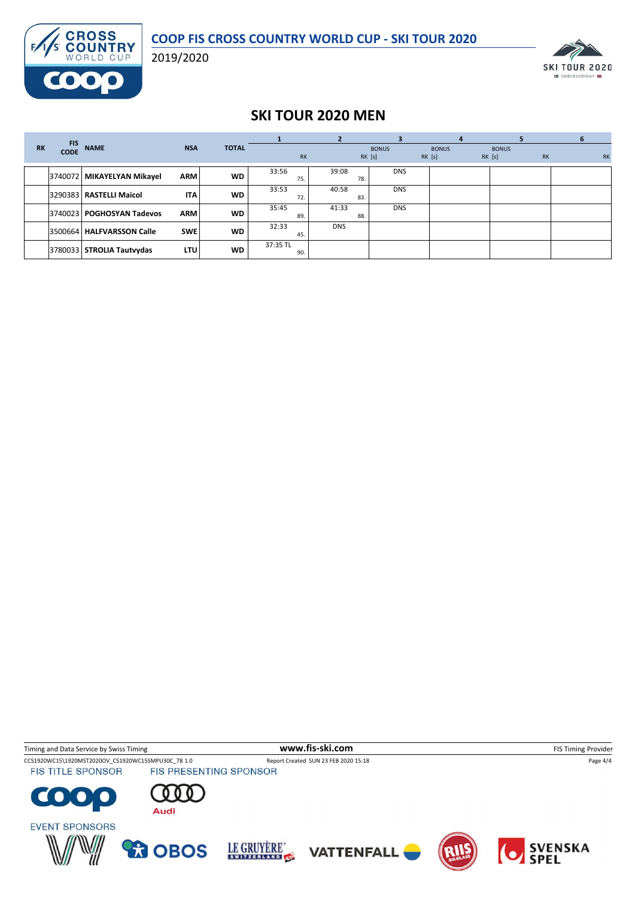# SKI TOUR 2020 MEN

| RK | FIS CODE | NAME | NSA | TOTAL | 1 | | 2 | | 3 | | 4 | | 5 | | 6 | |
|---|---|---|---|---|---|---|---|---|---|---|---|---|---|---|---|---|
| | | | | | | RK | | RK | BONUS [s] | RK | BONUS [s] | RK | BONUS [s] | RK | | RK |
| | 3740072 | **MIKAYELYAN Mikayel** | **ARM** | **WD** | 33:56 | 75. | 39:08 | 78. | DNS | | | | | | | |
| | 3290383 | **RASTELLI Maicol** | **ITA** | **WD** | 33:53 | 72. | 40:58 | 83. | DNS | | | | | | | |
| | 3740023 | **POGHOSYAN Tadevos** | **ARM** | **WD** | 35:45 | 89. | 41:33 | 88. | DNS | | | | | | | |
| | 3500664 | **HALFVARSSON Calle** | **SWE** | **WD** | 32:33 | 45. | DNS | | | | | | | | | |
| | 3780033 | **STROLIA Tautvydas** | **LTU** | **WD** | 37:35 TL | 90. | | | | | | | | | | |

Timing and Data Service by Swiss Timing — www.fis-ski.com — FIS Timing Provider

CCS1920WC15\1920MST2020OV_CS1920WC15SMPU30C_78 1.0 — Report Created SUN 23 FEB 2020 15:18